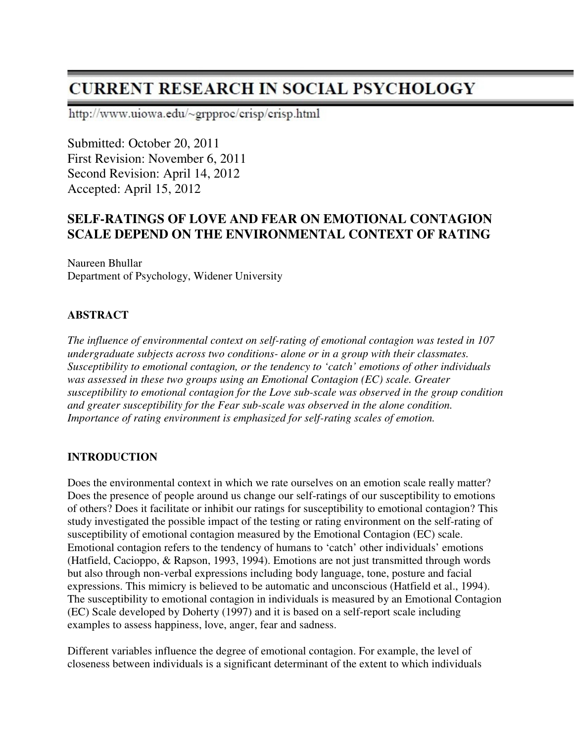# CURRENT RESEARCH IN SOCIAL PSYCHOLOGY

http://www.uiowa.edu/~grpproc/crisp/crisp.html

Submitted: October 20, 2011
First Revision: November 6, 2011
Second Revision: April 14, 2012
Accepted: April 15, 2012

## SELF-RATINGS OF LOVE AND FEAR ON EMOTIONAL CONTAGION SCALE DEPEND ON THE ENVIRONMENTAL CONTEXT OF RATING

Naureen Bhullar
Department of Psychology, Widener University

### ABSTRACT

*The influence of environmental context on self-rating of emotional contagion was tested in 107 undergraduate subjects across two conditions- alone or in a group with their classmates. Susceptibility to emotional contagion, or the tendency to 'catch' emotions of other individuals was assessed in these two groups using an Emotional Contagion (EC) scale. Greater susceptibility to emotional contagion for the Love sub-scale was observed in the group condition and greater susceptibility for the Fear sub-scale was observed in the alone condition. Importance of rating environment is emphasized for self-rating scales of emotion.*

### INTRODUCTION

Does the environmental context in which we rate ourselves on an emotion scale really matter? Does the presence of people around us change our self-ratings of our susceptibility to emotions of others? Does it facilitate or inhibit our ratings for susceptibility to emotional contagion? This study investigated the possible impact of the testing or rating environment on the self-rating of susceptibility of emotional contagion measured by the Emotional Contagion (EC) scale. Emotional contagion refers to the tendency of humans to 'catch' other individuals' emotions (Hatfield, Cacioppo, & Rapson, 1993, 1994). Emotions are not just transmitted through words but also through non-verbal expressions including body language, tone, posture and facial expressions. This mimicry is believed to be automatic and unconscious (Hatfield et al., 1994). The susceptibility to emotional contagion in individuals is measured by an Emotional Contagion (EC) Scale developed by Doherty (1997) and it is based on a self-report scale including examples to assess happiness, love, anger, fear and sadness.

Different variables influence the degree of emotional contagion. For example, the level of closeness between individuals is a significant determinant of the extent to which individuals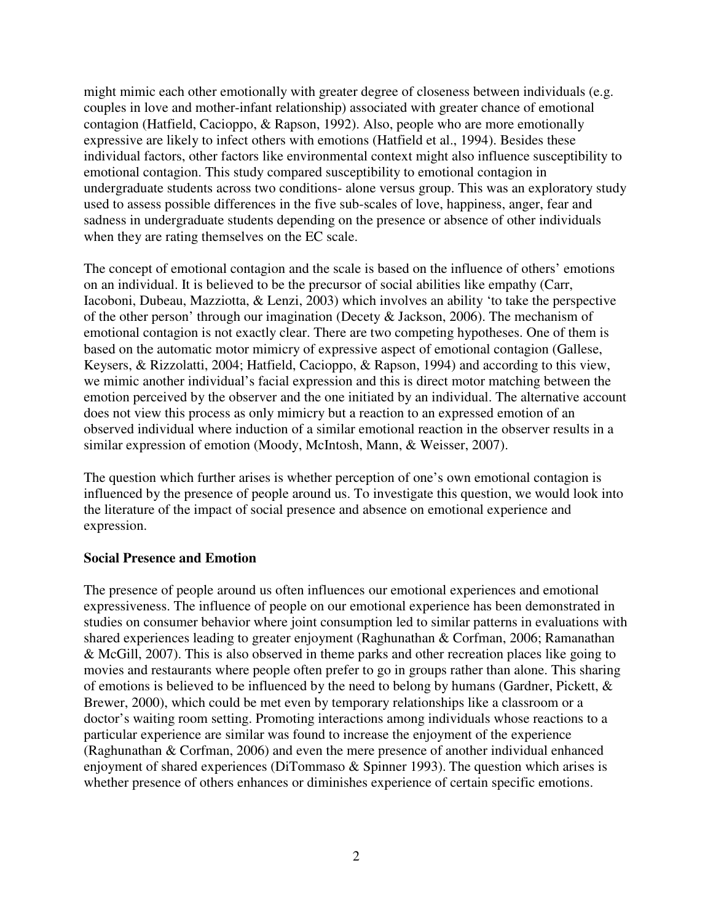might mimic each other emotionally with greater degree of closeness between individuals (e.g. couples in love and mother-infant relationship) associated with greater chance of emotional contagion (Hatfield, Cacioppo, & Rapson, 1992). Also, people who are more emotionally expressive are likely to infect others with emotions (Hatfield et al., 1994). Besides these individual factors, other factors like environmental context might also influence susceptibility to emotional contagion. This study compared susceptibility to emotional contagion in undergraduate students across two conditions- alone versus group. This was an exploratory study used to assess possible differences in the five sub-scales of love, happiness, anger, fear and sadness in undergraduate students depending on the presence or absence of other individuals when they are rating themselves on the EC scale.

The concept of emotional contagion and the scale is based on the influence of others' emotions on an individual. It is believed to be the precursor of social abilities like empathy (Carr, Iacoboni, Dubeau, Mazziotta, & Lenzi, 2003) which involves an ability 'to take the perspective of the other person' through our imagination (Decety & Jackson, 2006). The mechanism of emotional contagion is not exactly clear. There are two competing hypotheses. One of them is based on the automatic motor mimicry of expressive aspect of emotional contagion (Gallese, Keysers, & Rizzolatti, 2004; Hatfield, Cacioppo, & Rapson, 1994) and according to this view, we mimic another individual's facial expression and this is direct motor matching between the emotion perceived by the observer and the one initiated by an individual. The alternative account does not view this process as only mimicry but a reaction to an expressed emotion of an observed individual where induction of a similar emotional reaction in the observer results in a similar expression of emotion (Moody, McIntosh, Mann, & Weisser, 2007).

The question which further arises is whether perception of one's own emotional contagion is influenced by the presence of people around us. To investigate this question, we would look into the literature of the impact of social presence and absence on emotional experience and expression.

## Social Presence and Emotion

The presence of people around us often influences our emotional experiences and emotional expressiveness. The influence of people on our emotional experience has been demonstrated in studies on consumer behavior where joint consumption led to similar patterns in evaluations with shared experiences leading to greater enjoyment (Raghunathan & Corfman, 2006; Ramanathan & McGill, 2007). This is also observed in theme parks and other recreation places like going to movies and restaurants where people often prefer to go in groups rather than alone. This sharing of emotions is believed to be influenced by the need to belong by humans (Gardner, Pickett, & Brewer, 2000), which could be met even by temporary relationships like a classroom or a doctor's waiting room setting. Promoting interactions among individuals whose reactions to a particular experience are similar was found to increase the enjoyment of the experience (Raghunathan & Corfman, 2006) and even the mere presence of another individual enhanced enjoyment of shared experiences (DiTommaso & Spinner 1993). The question which arises is whether presence of others enhances or diminishes experience of certain specific emotions.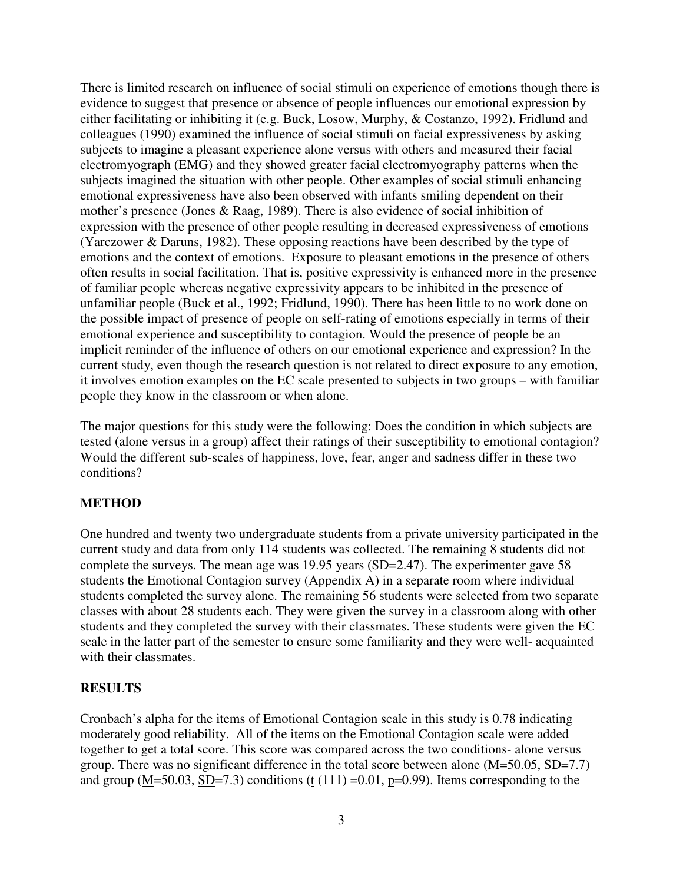There is limited research on influence of social stimuli on experience of emotions though there is evidence to suggest that presence or absence of people influences our emotional expression by either facilitating or inhibiting it (e.g. Buck, Losow, Murphy, & Costanzo, 1992). Fridlund and colleagues (1990) examined the influence of social stimuli on facial expressiveness by asking subjects to imagine a pleasant experience alone versus with others and measured their facial electromyograph (EMG) and they showed greater facial electromyography patterns when the subjects imagined the situation with other people. Other examples of social stimuli enhancing emotional expressiveness have also been observed with infants smiling dependent on their mother's presence (Jones & Raag, 1989). There is also evidence of social inhibition of expression with the presence of other people resulting in decreased expressiveness of emotions (Yarczower & Daruns, 1982). These opposing reactions have been described by the type of emotions and the context of emotions. Exposure to pleasant emotions in the presence of others often results in social facilitation. That is, positive expressivity is enhanced more in the presence of familiar people whereas negative expressivity appears to be inhibited in the presence of unfamiliar people (Buck et al., 1992; Fridlund, 1990). There has been little to no work done on the possible impact of presence of people on self-rating of emotions especially in terms of their emotional experience and susceptibility to contagion. Would the presence of people be an implicit reminder of the influence of others on our emotional experience and expression? In the current study, even though the research question is not related to direct exposure to any emotion, it involves emotion examples on the EC scale presented to subjects in two groups – with familiar people they know in the classroom or when alone.

The major questions for this study were the following: Does the condition in which subjects are tested (alone versus in a group) affect their ratings of their susceptibility to emotional contagion? Would the different sub-scales of happiness, love, fear, anger and sadness differ in these two conditions?

## METHOD

One hundred and twenty two undergraduate students from a private university participated in the current study and data from only 114 students was collected. The remaining 8 students did not complete the surveys. The mean age was 19.95 years (SD=2.47). The experimenter gave 58 students the Emotional Contagion survey (Appendix A) in a separate room where individual students completed the survey alone. The remaining 56 students were selected from two separate classes with about 28 students each. They were given the survey in a classroom along with other students and they completed the survey with their classmates. These students were given the EC scale in the latter part of the semester to ensure some familiarity and they were well- acquainted with their classmates.

## RESULTS

Cronbach's alpha for the items of Emotional Contagion scale in this study is 0.78 indicating moderately good reliability. All of the items on the Emotional Contagion scale were added together to get a total score. This score was compared across the two conditions- alone versus group. There was no significant difference in the total score between alone ($M$=50.05, $SD$=7.7) and group ($M$=50.03, $SD$=7.3) conditions ($t\ (111) = 0.01$, $p$=0.99). Items corresponding to the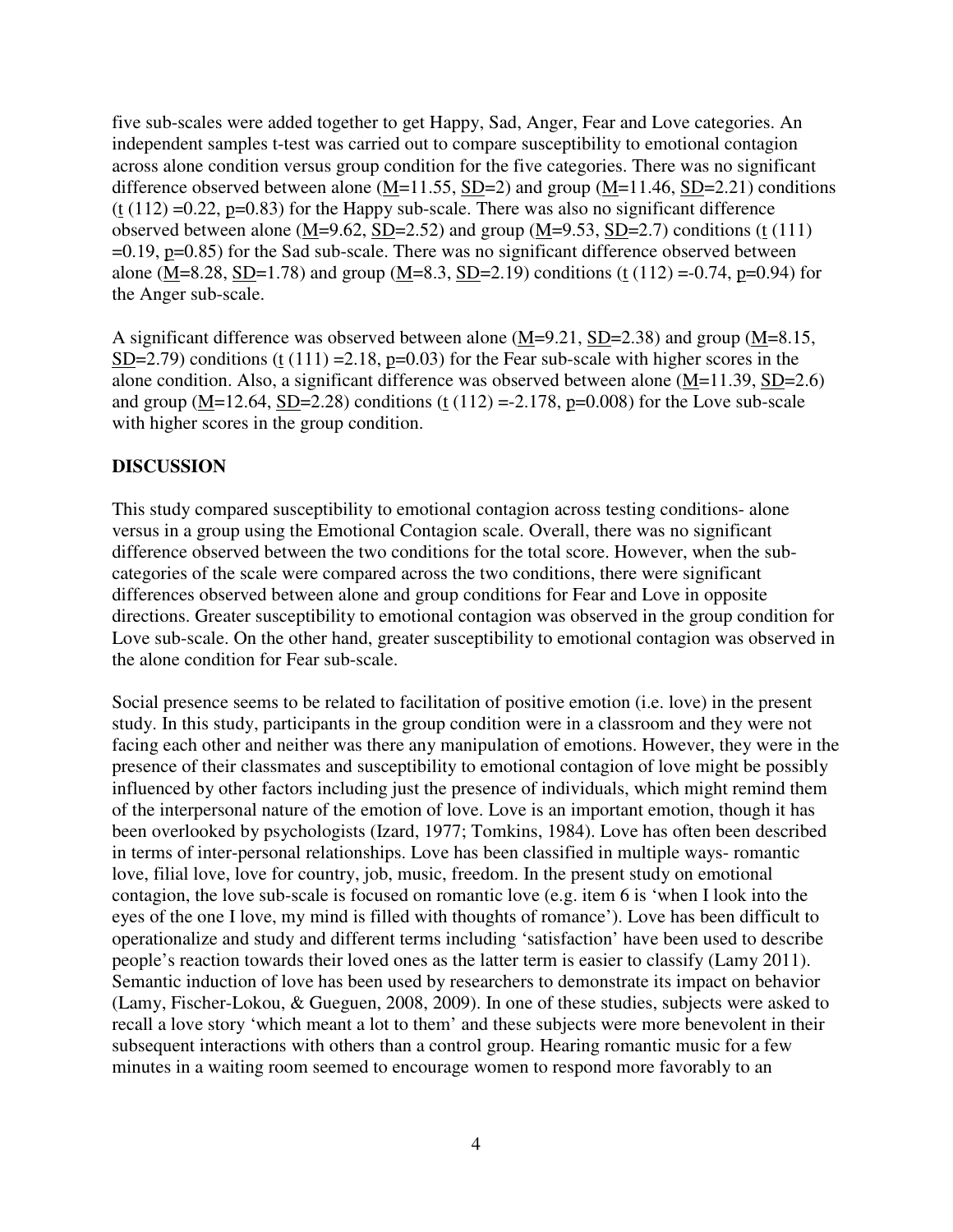five sub-scales were added together to get Happy, Sad, Anger, Fear and Love categories. An independent samples t-test was carried out to compare susceptibility to emotional contagion across alone condition versus group condition for the five categories. There was no significant difference observed between alone ($M$=11.55, $SD$=2) and group ($M$=11.46, $SD$=2.21) conditions ($t$ (112) =0.22, $p$=0.83) for the Happy sub-scale. There was also no significant difference observed between alone ($M$=9.62, $SD$=2.52) and group ($M$=9.53, $SD$=2.7) conditions ($t$ (111) =0.19, $p$=0.85) for the Sad sub-scale. There was no significant difference observed between alone ($M$=8.28, $SD$=1.78) and group ($M$=8.3, $SD$=2.19) conditions ($t$ (112) =-0.74, $p$=0.94) for the Anger sub-scale.

A significant difference was observed between alone ($M$=9.21, $SD$=2.38) and group ($M$=8.15, $SD$=2.79) conditions ($t$ (111) =2.18, $p$=0.03) for the Fear sub-scale with higher scores in the alone condition. Also, a significant difference was observed between alone ($M$=11.39, $SD$=2.6) and group ($M$=12.64, $SD$=2.28) conditions ($t$ (112) =-2.178, $p$=0.008) for the Love sub-scale with higher scores in the group condition.

## DISCUSSION

This study compared susceptibility to emotional contagion across testing conditions- alone versus in a group using the Emotional Contagion scale. Overall, there was no significant difference observed between the two conditions for the total score. However, when the sub-categories of the scale were compared across the two conditions, there were significant differences observed between alone and group conditions for Fear and Love in opposite directions. Greater susceptibility to emotional contagion was observed in the group condition for Love sub-scale. On the other hand, greater susceptibility to emotional contagion was observed in the alone condition for Fear sub-scale.

Social presence seems to be related to facilitation of positive emotion (i.e. love) in the present study. In this study, participants in the group condition were in a classroom and they were not facing each other and neither was there any manipulation of emotions. However, they were in the presence of their classmates and susceptibility to emotional contagion of love might be possibly influenced by other factors including just the presence of individuals, which might remind them of the interpersonal nature of the emotion of love. Love is an important emotion, though it has been overlooked by psychologists (Izard, 1977; Tomkins, 1984). Love has often been described in terms of inter-personal relationships. Love has been classified in multiple ways- romantic love, filial love, love for country, job, music, freedom. In the present study on emotional contagion, the love sub-scale is focused on romantic love (e.g. item 6 is 'when I look into the eyes of the one I love, my mind is filled with thoughts of romance'). Love has been difficult to operationalize and study and different terms including 'satisfaction' have been used to describe people's reaction towards their loved ones as the latter term is easier to classify (Lamy 2011). Semantic induction of love has been used by researchers to demonstrate its impact on behavior (Lamy, Fischer-Lokou, & Gueguen, 2008, 2009). In one of these studies, subjects were asked to recall a love story 'which meant a lot to them' and these subjects were more benevolent in their subsequent interactions with others than a control group. Hearing romantic music for a few minutes in a waiting room seemed to encourage women to respond more favorably to an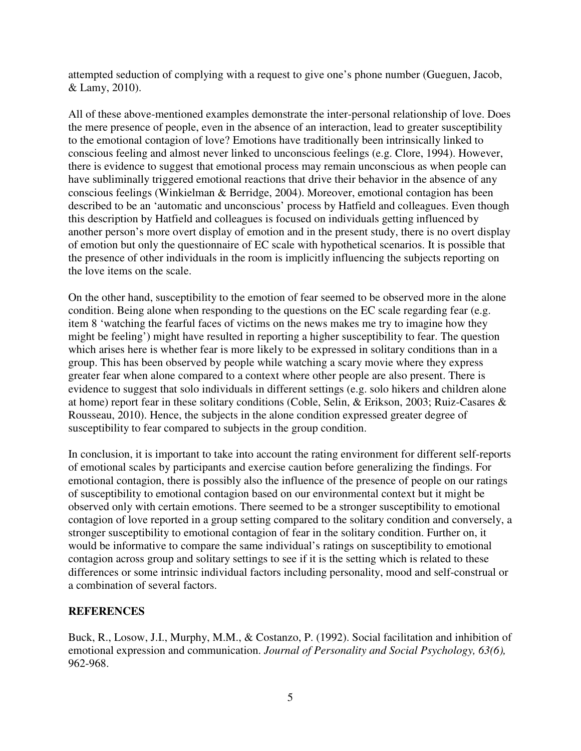attempted seduction of complying with a request to give one's phone number (Gueguen, Jacob, & Lamy, 2010).

All of these above-mentioned examples demonstrate the inter-personal relationship of love. Does the mere presence of people, even in the absence of an interaction, lead to greater susceptibility to the emotional contagion of love? Emotions have traditionally been intrinsically linked to conscious feeling and almost never linked to unconscious feelings (e.g. Clore, 1994). However, there is evidence to suggest that emotional process may remain unconscious as when people can have subliminally triggered emotional reactions that drive their behavior in the absence of any conscious feelings (Winkielman & Berridge, 2004). Moreover, emotional contagion has been described to be an 'automatic and unconscious' process by Hatfield and colleagues. Even though this description by Hatfield and colleagues is focused on individuals getting influenced by another person's more overt display of emotion and in the present study, there is no overt display of emotion but only the questionnaire of EC scale with hypothetical scenarios. It is possible that the presence of other individuals in the room is implicitly influencing the subjects reporting on the love items on the scale.

On the other hand, susceptibility to the emotion of fear seemed to be observed more in the alone condition. Being alone when responding to the questions on the EC scale regarding fear (e.g. item 8 'watching the fearful faces of victims on the news makes me try to imagine how they might be feeling') might have resulted in reporting a higher susceptibility to fear. The question which arises here is whether fear is more likely to be expressed in solitary conditions than in a group. This has been observed by people while watching a scary movie where they express greater fear when alone compared to a context where other people are also present. There is evidence to suggest that solo individuals in different settings (e.g. solo hikers and children alone at home) report fear in these solitary conditions (Coble, Selin, & Erikson, 2003; Ruiz-Casares & Rousseau, 2010). Hence, the subjects in the alone condition expressed greater degree of susceptibility to fear compared to subjects in the group condition.

In conclusion, it is important to take into account the rating environment for different self-reports of emotional scales by participants and exercise caution before generalizing the findings. For emotional contagion, there is possibly also the influence of the presence of people on our ratings of susceptibility to emotional contagion based on our environmental context but it might be observed only with certain emotions. There seemed to be a stronger susceptibility to emotional contagion of love reported in a group setting compared to the solitary condition and conversely, a stronger susceptibility to emotional contagion of fear in the solitary condition. Further on, it would be informative to compare the same individual's ratings on susceptibility to emotional contagion across group and solitary settings to see if it is the setting which is related to these differences or some intrinsic individual factors including personality, mood and self-construal or a combination of several factors.

## REFERENCES

Buck, R., Losow, J.I., Murphy, M.M., & Costanzo, P. (1992). Social facilitation and inhibition of emotional expression and communication. *Journal of Personality and Social Psychology, 63(6),* 962-968.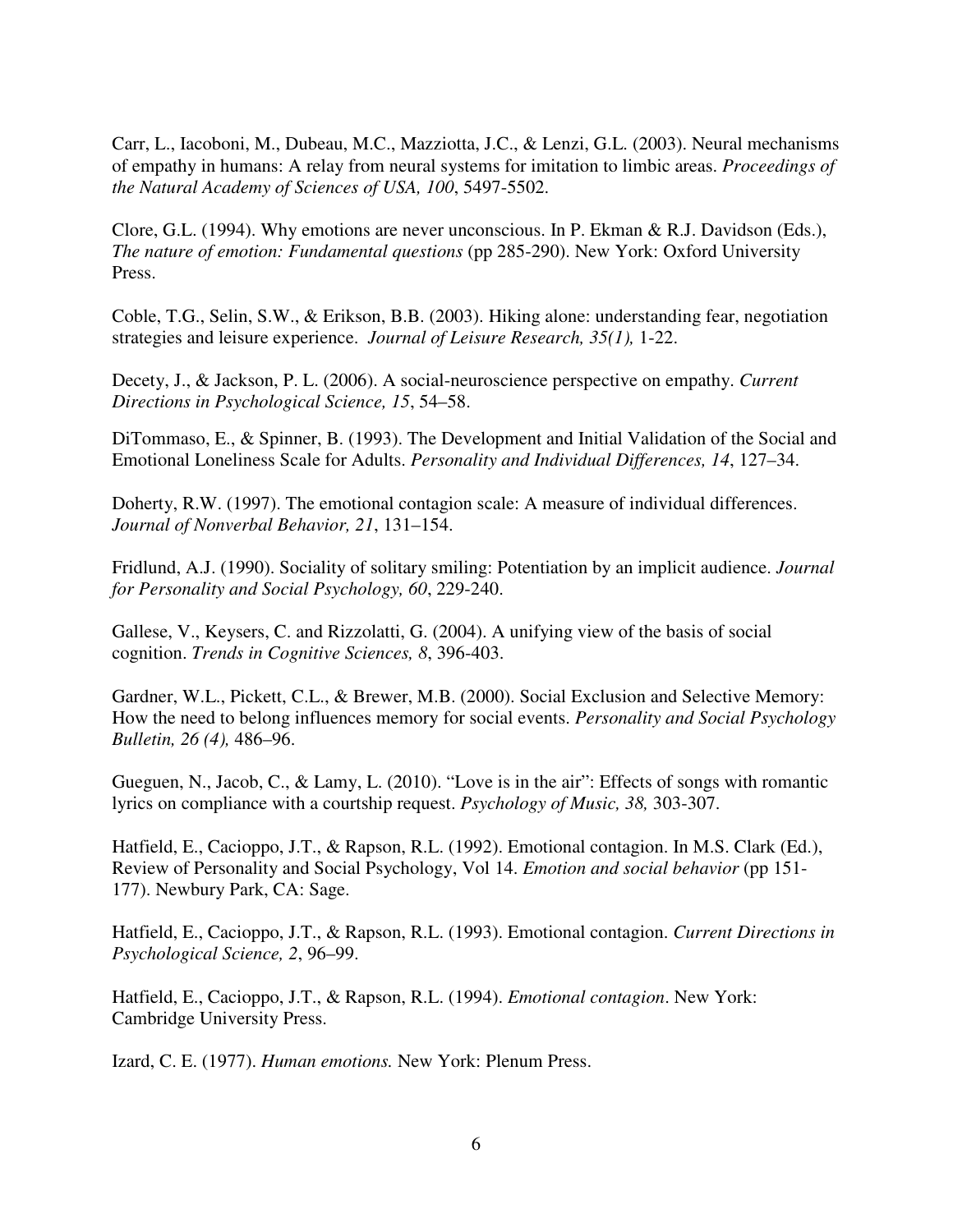Carr, L., Iacoboni, M., Dubeau, M.C., Mazziotta, J.C., & Lenzi, G.L. (2003). Neural mechanisms of empathy in humans: A relay from neural systems for imitation to limbic areas. *Proceedings of the Natural Academy of Sciences of USA, 100*, 5497-5502.

Clore, G.L. (1994). Why emotions are never unconscious. In P. Ekman & R.J. Davidson (Eds.), *The nature of emotion: Fundamental questions* (pp 285-290). New York: Oxford University Press.

Coble, T.G., Selin, S.W., & Erikson, B.B. (2003). Hiking alone: understanding fear, negotiation strategies and leisure experience. *Journal of Leisure Research, 35(1),* 1-22.

Decety, J., & Jackson, P. L. (2006). A social-neuroscience perspective on empathy. *Current Directions in Psychological Science, 15*, 54–58.

DiTommaso, E., & Spinner, B. (1993). The Development and Initial Validation of the Social and Emotional Loneliness Scale for Adults. *Personality and Individual Differences, 14*, 127–34.

Doherty, R.W. (1997). The emotional contagion scale: A measure of individual differences. *Journal of Nonverbal Behavior, 21*, 131–154.

Fridlund, A.J. (1990). Sociality of solitary smiling: Potentiation by an implicit audience. *Journal for Personality and Social Psychology, 60*, 229-240.

Gallese, V., Keysers, C. and Rizzolatti, G. (2004). A unifying view of the basis of social cognition. *Trends in Cognitive Sciences, 8*, 396-403.

Gardner, W.L., Pickett, C.L., & Brewer, M.B. (2000). Social Exclusion and Selective Memory: How the need to belong influences memory for social events. *Personality and Social Psychology Bulletin, 26 (4),* 486–96.

Gueguen, N., Jacob, C., & Lamy, L. (2010). "Love is in the air": Effects of songs with romantic lyrics on compliance with a courtship request. *Psychology of Music, 38,* 303-307.

Hatfield, E., Cacioppo, J.T., & Rapson, R.L. (1992). Emotional contagion. In M.S. Clark (Ed.), Review of Personality and Social Psychology, Vol 14. *Emotion and social behavior* (pp 151-177). Newbury Park, CA: Sage.

Hatfield, E., Cacioppo, J.T., & Rapson, R.L. (1993). Emotional contagion. *Current Directions in Psychological Science, 2*, 96–99.

Hatfield, E., Cacioppo, J.T., & Rapson, R.L. (1994). *Emotional contagion*. New York: Cambridge University Press.

Izard, C. E. (1977). *Human emotions.* New York: Plenum Press.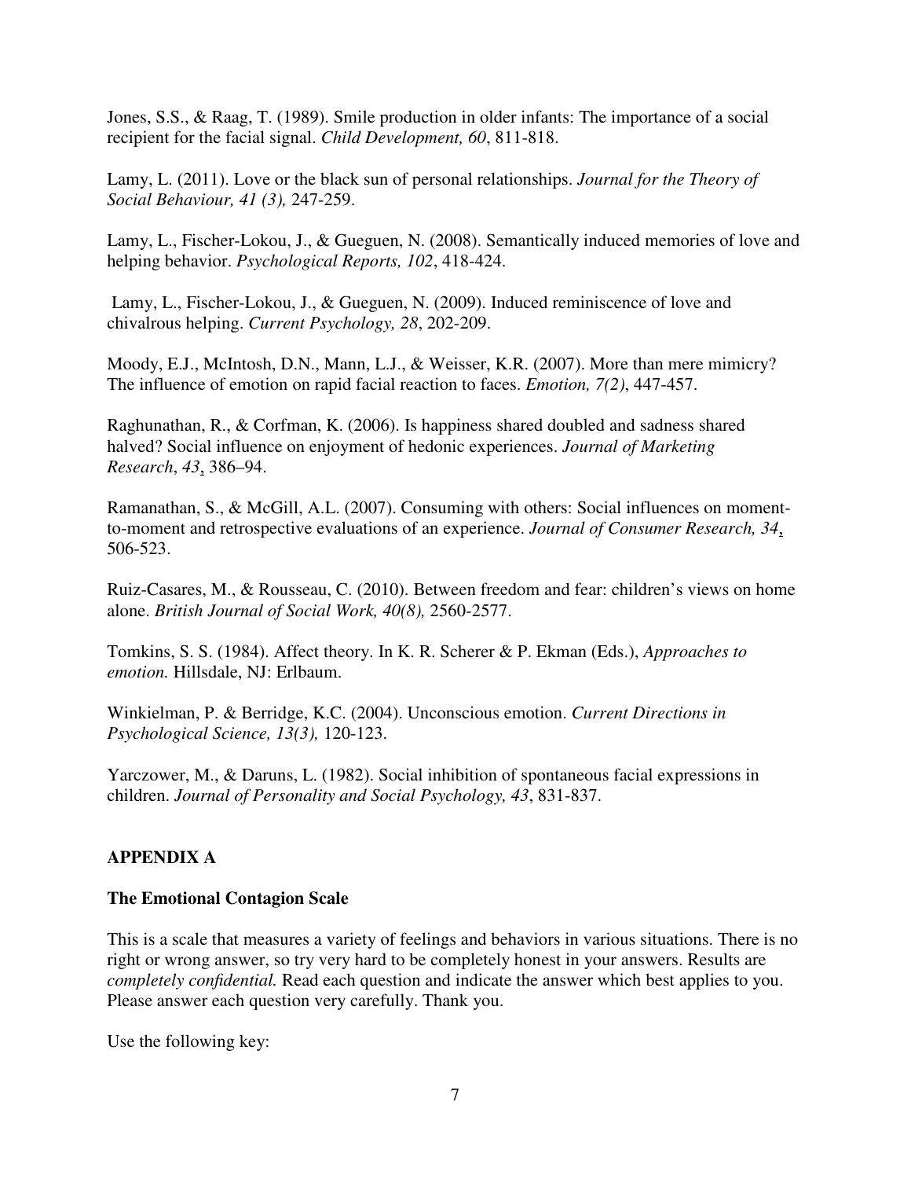Jones, S.S., & Raag, T. (1989). Smile production in older infants: The importance of a social recipient for the facial signal. *Child Development, 60*, 811-818.

Lamy, L. (2011). Love or the black sun of personal relationships. *Journal for the Theory of Social Behaviour, 41 (3),* 247-259.

Lamy, L., Fischer-Lokou, J., & Gueguen, N. (2008). Semantically induced memories of love and helping behavior. *Psychological Reports, 102*, 418-424.

Lamy, L., Fischer-Lokou, J., & Gueguen, N. (2009). Induced reminiscence of love and chivalrous helping. *Current Psychology, 28*, 202-209.

Moody, E.J., McIntosh, D.N., Mann, L.J., & Weisser, K.R. (2007). More than mere mimicry? The influence of emotion on rapid facial reaction to faces. *Emotion, 7(2)*, 447-457.

Raghunathan, R., & Corfman, K. (2006). Is happiness shared doubled and sadness shared halved? Social influence on enjoyment of hedonic experiences. *Journal of Marketing Research*, *43*, 386–94.

Ramanathan, S., & McGill, A.L. (2007). Consuming with others: Social influences on moment-to-moment and retrospective evaluations of an experience. *Journal of Consumer Research, 34*, 506-523.

Ruiz-Casares, M., & Rousseau, C. (2010). Between freedom and fear: children's views on home alone. *British Journal of Social Work, 40(8),* 2560-2577.

Tomkins, S. S. (1984). Affect theory. In K. R. Scherer & P. Ekman (Eds.), *Approaches to emotion.* Hillsdale, NJ: Erlbaum.

Winkielman, P. & Berridge, K.C. (2004). Unconscious emotion. *Current Directions in Psychological Science, 13(3),* 120-123.

Yarczower, M., & Daruns, L. (1982). Social inhibition of spontaneous facial expressions in children. *Journal of Personality and Social Psychology, 43*, 831-837.

## APPENDIX A

### The Emotional Contagion Scale

This is a scale that measures a variety of feelings and behaviors in various situations. There is no right or wrong answer, so try very hard to be completely honest in your answers. Results are *completely confidential.* Read each question and indicate the answer which best applies to you. Please answer each question very carefully. Thank you.

Use the following key: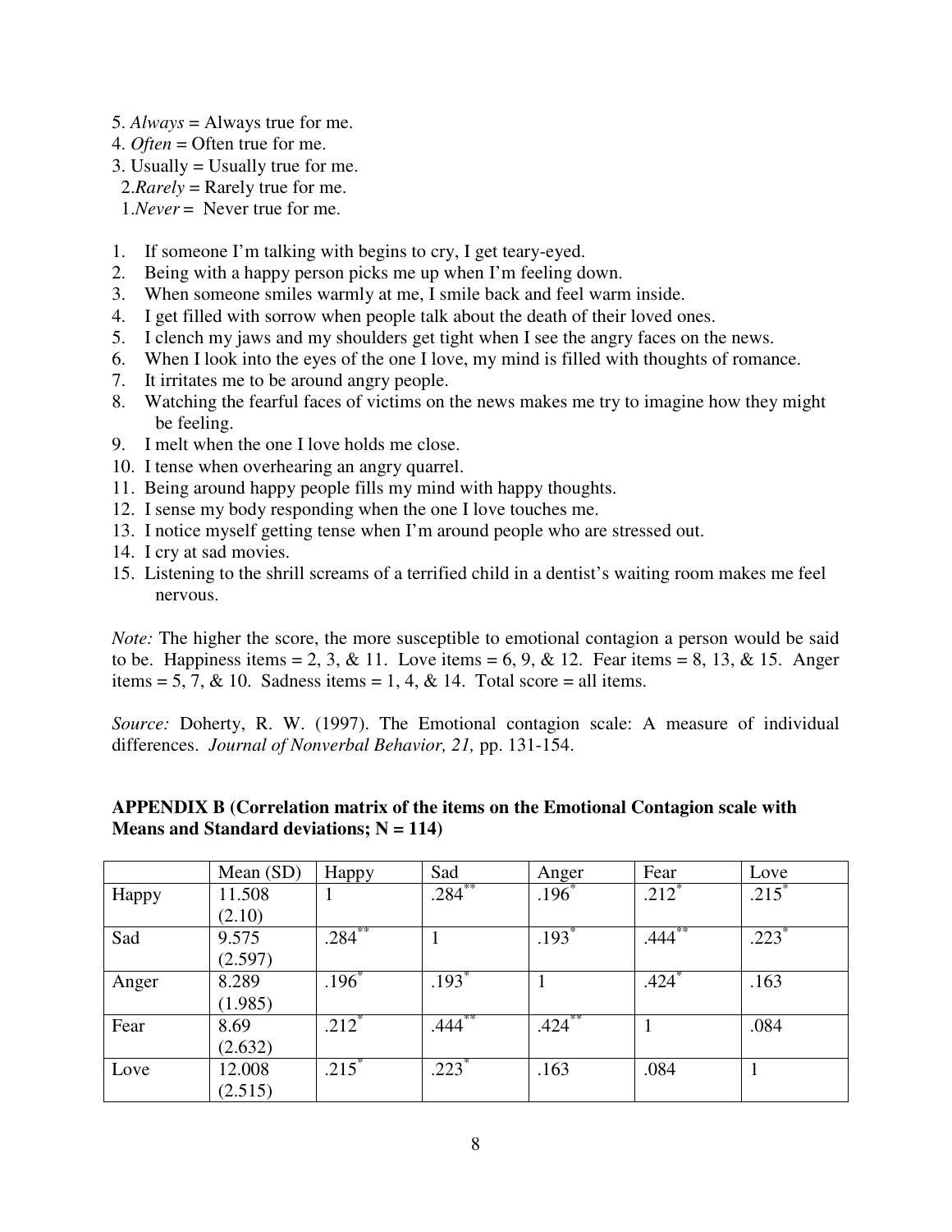5. *Always* = Always true for me.
4. *Often* = Often true for me.
3. Usually = Usually true for me.
2. *Rarely* = Rarely true for me.
1. *Never* = Never true for me.

1. If someone I'm talking with begins to cry, I get teary-eyed.
2. Being with a happy person picks me up when I'm feeling down.
3. When someone smiles warmly at me, I smile back and feel warm inside.
4. I get filled with sorrow when people talk about the death of their loved ones.
5. I clench my jaws and my shoulders get tight when I see the angry faces on the news.
6. When I look into the eyes of the one I love, my mind is filled with thoughts of romance.
7. It irritates me to be around angry people.
8. Watching the fearful faces of victims on the news makes me try to imagine how they might be feeling.
9. I melt when the one I love holds me close.
10. I tense when overhearing an angry quarrel.
11. Being around happy people fills my mind with happy thoughts.
12. I sense my body responding when the one I love touches me.
13. I notice myself getting tense when I'm around people who are stressed out.
14. I cry at sad movies.
15. Listening to the shrill screams of a terrified child in a dentist's waiting room makes me feel nervous.

*Note:* The higher the score, the more susceptible to emotional contagion a person would be said to be. Happiness items = 2, 3, & 11. Love items = 6, 9, & 12. Fear items = 8, 13, & 15. Anger items = 5, 7, & 10. Sadness items = 1, 4, & 14. Total score = all items.

*Source:* Doherty, R. W. (1997). The Emotional contagion scale: A measure of individual differences. *Journal of Nonverbal Behavior, 21,* pp. 131-154.

**APPENDIX B (Correlation matrix of the items on the Emotional Contagion scale with Means and Standard deviations; N = 114)**

| | Mean (SD) | Happy | Sad | Anger | Fear | Love |
|---|---|---|---|---|---|---|
| Happy | 11.508 (2.10) | 1 | .284** | .196* | .212* | .215* |
| Sad | 9.575 (2.597) | .284** | 1 | .193* | .444** | .223* |
| Anger | 8.289 (1.985) | .196* | .193* | 1 | .424* | .163 |
| Fear | 8.69 (2.632) | .212* | .444** | .424** | 1 | .084 |
| Love | 12.008 (2.515) | .215* | .223* | .163 | .084 | 1 |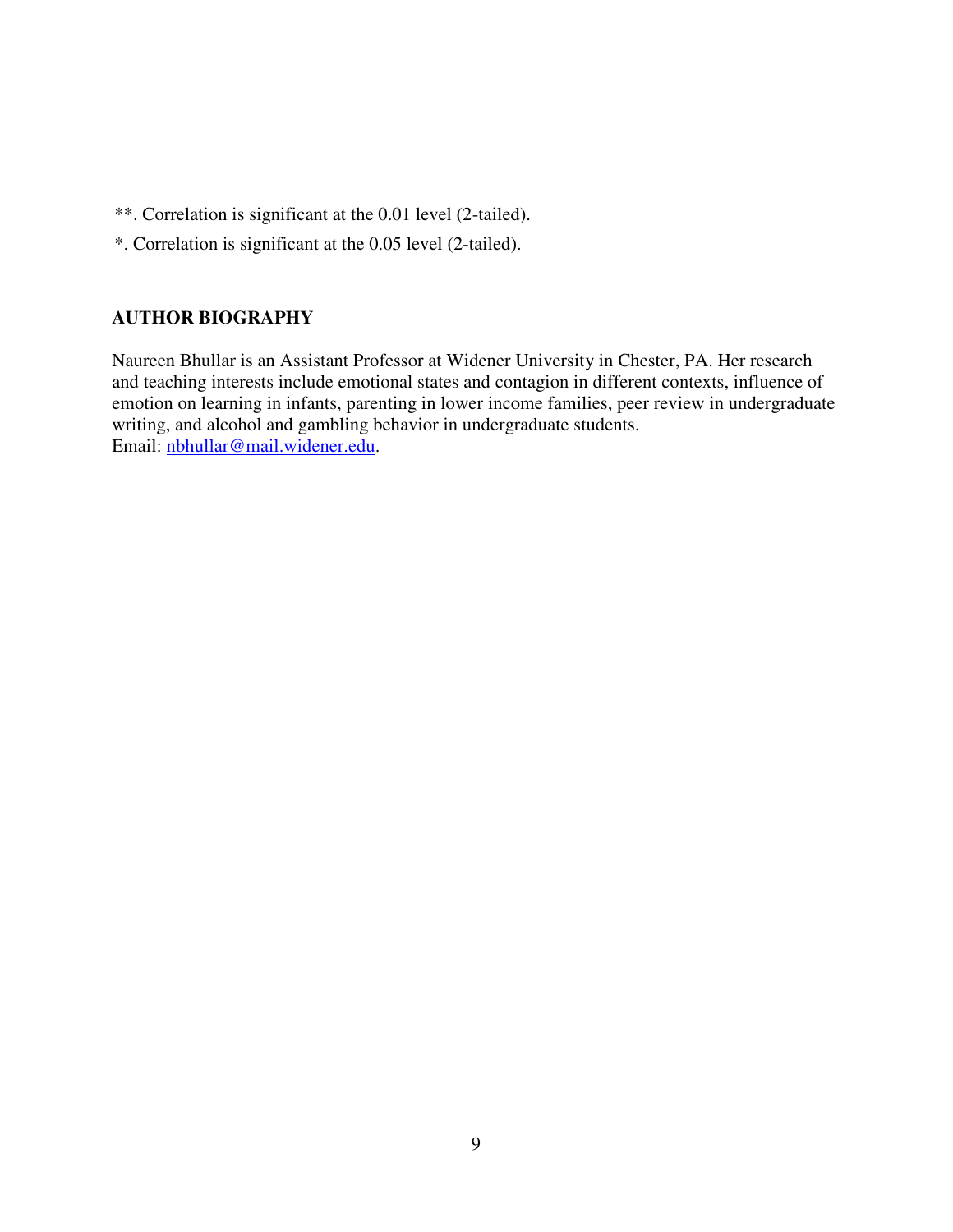**. Correlation is significant at the 0.01 level (2-tailed).

*. Correlation is significant at the 0.05 level (2-tailed).

## AUTHOR BIOGRAPHY

Naureen Bhullar is an Assistant Professor at Widener University in Chester, PA. Her research and teaching interests include emotional states and contagion in different contexts, influence of emotion on learning in infants, parenting in lower income families, peer review in undergraduate writing, and alcohol and gambling behavior in undergraduate students.
Email: nbhullar@mail.widener.edu.